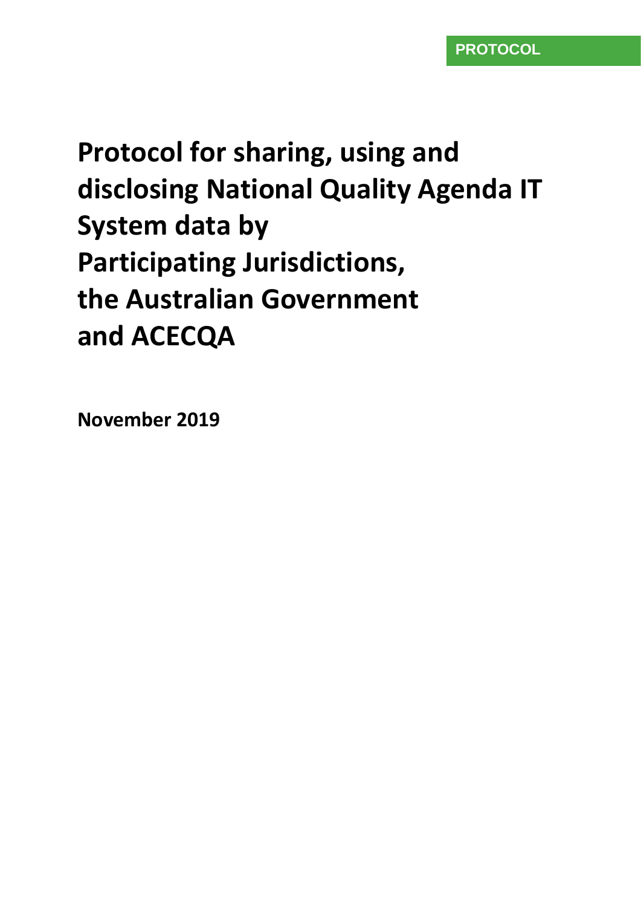PROTOCOL

# Protocol for sharing, using and disclosing National Quality Agenda IT System data by Participating Jurisdictions, the Australian Government and ACECQA

**November 2019**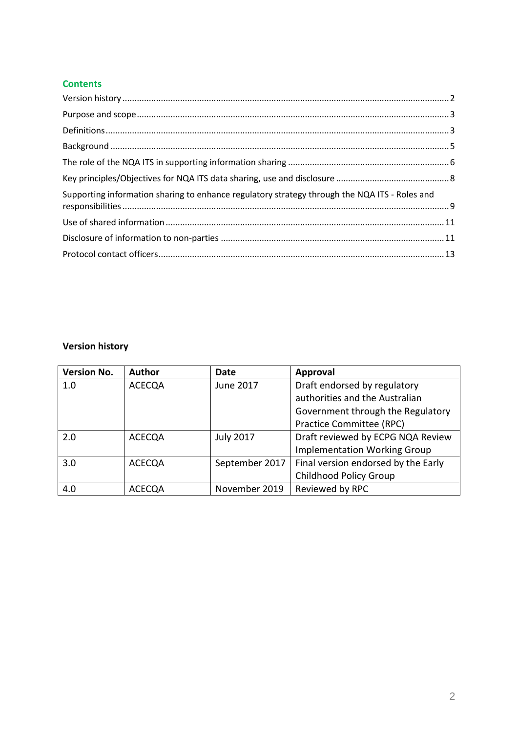## Contents

Version history ....................................................................................................................... 2

Purpose and scope ................................................................................................................. 3

Definitions ............................................................................................................................. 3

Background ........................................................................................................................... 5

The role of the NQA ITS in supporting information sharing .................................................. 6

Key principles/Objectives for NQA ITS data sharing, use and disclosure .............................. 8

Supporting information sharing to enhance regulatory strategy through the NQA ITS - Roles and responsibilities ...................................................................................................................... 9

Use of shared information .................................................................................................... 11

Disclosure of information to non-parties ............................................................................. 11

Protocol contact officers ....................................................................................................... 13

## Version history

| Version No. | Author | Date | Approval |
|---|---|---|---|
| 1.0 | ACECQA | June 2017 | Draft endorsed by regulatory authorities and the Australian Government through the Regulatory Practice Committee (RPC) |
| 2.0 | ACECQA | July 2017 | Draft reviewed by ECPG NQA Review Implementation Working Group |
| 3.0 | ACECQA | September 2017 | Final version endorsed by the Early Childhood Policy Group |
| 4.0 | ACECQA | November 2019 | Reviewed by RPC |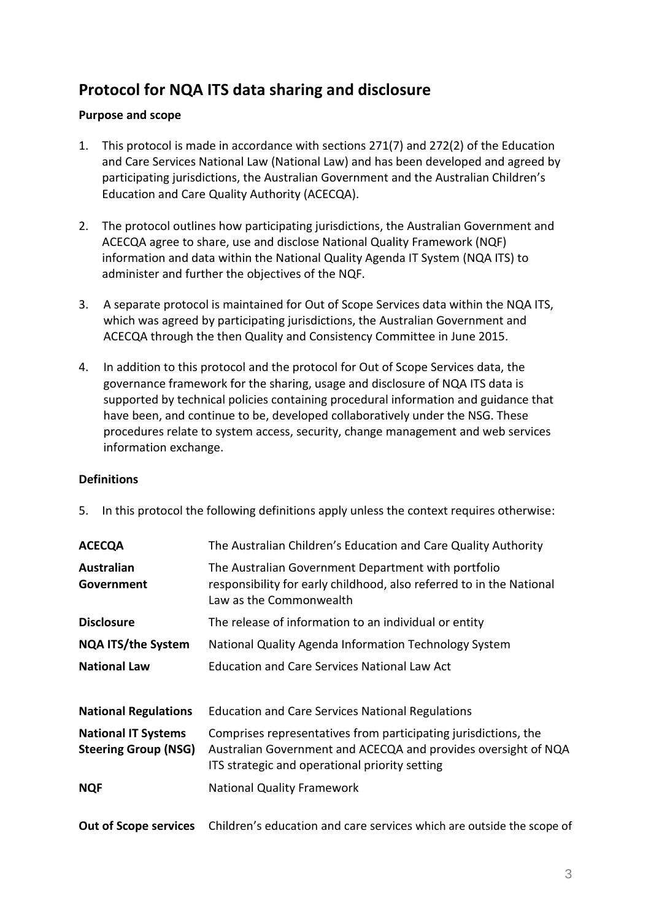## Protocol for NQA ITS data sharing and disclosure

**Purpose and scope**

1. This protocol is made in accordance with sections 271(7) and 272(2) of the Education and Care Services National Law (National Law) and has been developed and agreed by participating jurisdictions, the Australian Government and the Australian Children's Education and Care Quality Authority (ACECQA).

2. The protocol outlines how participating jurisdictions, the Australian Government and ACECQA agree to share, use and disclose National Quality Framework (NQF) information and data within the National Quality Agenda IT System (NQA ITS) to administer and further the objectives of the NQF.

3. A separate protocol is maintained for Out of Scope Services data within the NQA ITS, which was agreed by participating jurisdictions, the Australian Government and ACECQA through the then Quality and Consistency Committee in June 2015.

4. In addition to this protocol and the protocol for Out of Scope Services data, the governance framework for the sharing, usage and disclosure of NQA ITS data is supported by technical policies containing procedural information and guidance that have been, and continue to be, developed collaboratively under the NSG. These procedures relate to system access, security, change management and web services information exchange.

**Definitions**

5. In this protocol the following definitions apply unless the context requires otherwise:

| | |
|---|---|
| **ACECQA** | The Australian Children's Education and Care Quality Authority |
| **Australian Government** | The Australian Government Department with portfolio responsibility for early childhood, also referred to in the National Law as the Commonwealth |
| **Disclosure** | The release of information to an individual or entity |
| **NQA ITS/the System** | National Quality Agenda Information Technology System |
| **National Law** | Education and Care Services National Law Act |
| **National Regulations** | Education and Care Services National Regulations |
| **National IT Systems Steering Group (NSG)** | Comprises representatives from participating jurisdictions, the Australian Government and ACECQA and provides oversight of NQA ITS strategic and operational priority setting |
| **NQF** | National Quality Framework |
| **Out of Scope services** | Children's education and care services which are outside the scope of |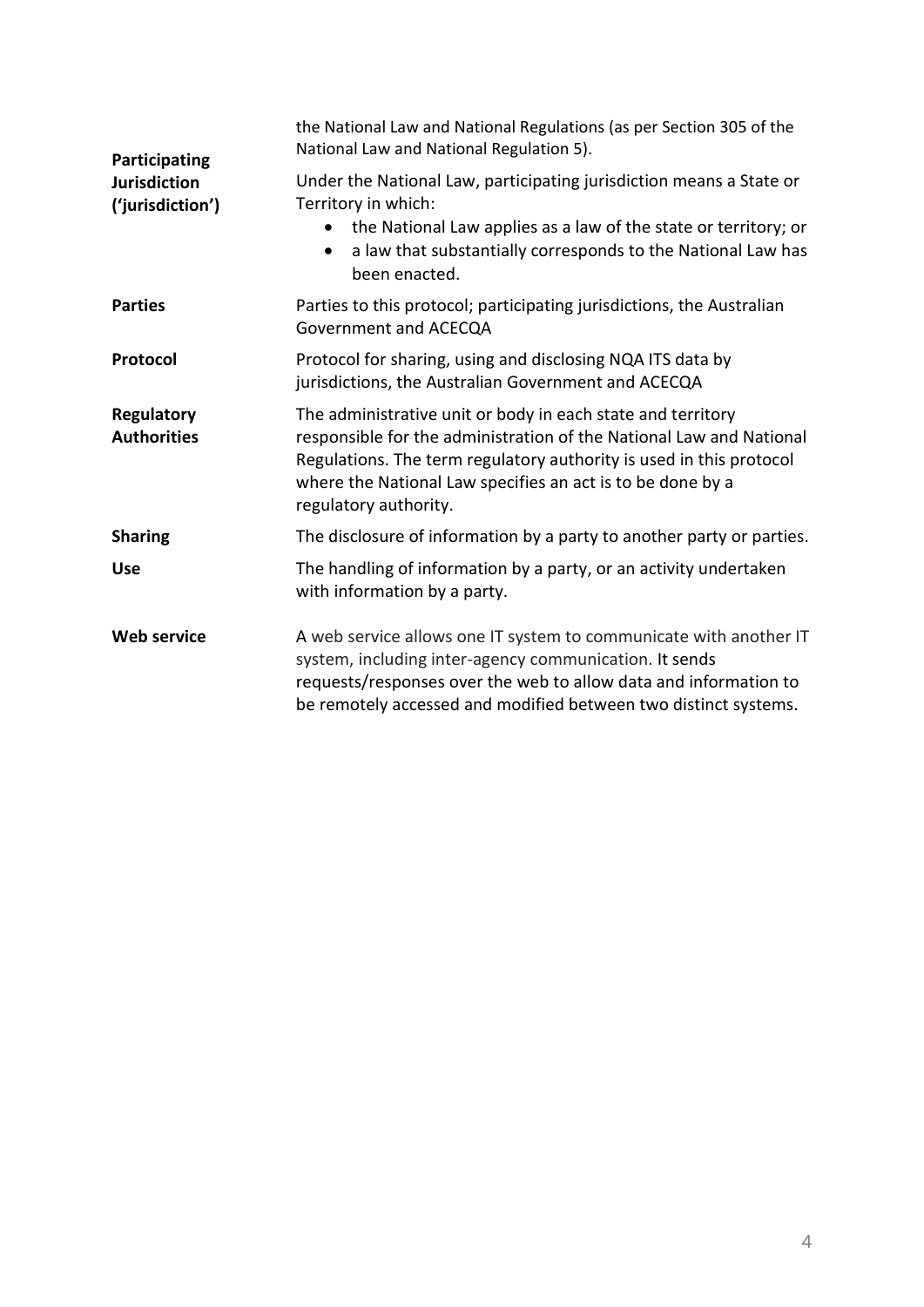| | |
|---|---|
| | the National Law and National Regulations (as per Section 305 of the National Law and National Regulation 5). |
| **Participating Jurisdiction ('jurisdiction')** | Under the National Law, participating jurisdiction means a State or Territory in which:<br>• the National Law applies as a law of the state or territory; or<br>• a law that substantially corresponds to the National Law has been enacted. |
| **Parties** | Parties to this protocol; participating jurisdictions, the Australian Government and ACECQA |
| **Protocol** | Protocol for sharing, using and disclosing NQA ITS data by jurisdictions, the Australian Government and ACECQA |
| **Regulatory Authorities** | The administrative unit or body in each state and territory responsible for the administration of the National Law and National Regulations. The term regulatory authority is used in this protocol where the National Law specifies an act is to be done by a regulatory authority. |
| **Sharing** | The disclosure of information by a party to another party or parties. |
| **Use** | The handling of information by a party, or an activity undertaken with information by a party. |
| **Web service** | A web service allows one IT system to communicate with another IT system, including inter-agency communication. It sends requests/responses over the web to allow data and information to be remotely accessed and modified between two distinct systems. |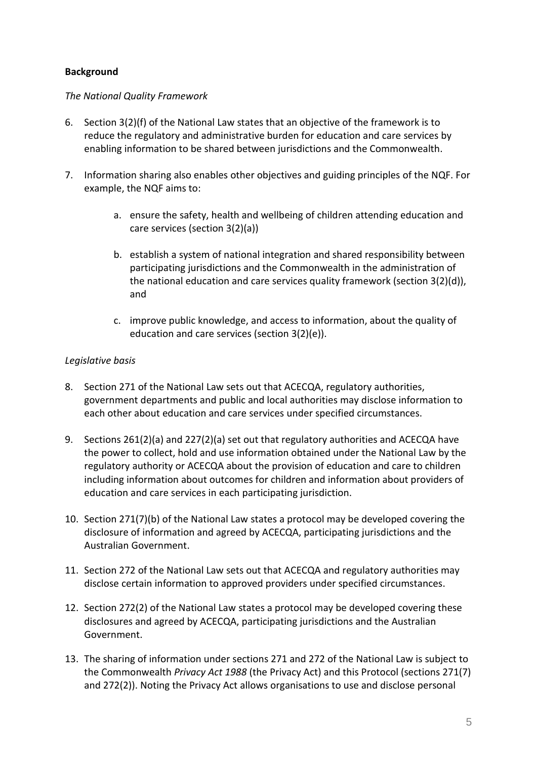**Background**

*The National Quality Framework*

6. Section 3(2)(f) of the National Law states that an objective of the framework is to reduce the regulatory and administrative burden for education and care services by enabling information to be shared between jurisdictions and the Commonwealth.

7. Information sharing also enables other objectives and guiding principles of the NQF. For example, the NQF aims to:

    a. ensure the safety, health and wellbeing of children attending education and care services (section 3(2)(a))

    b. establish a system of national integration and shared responsibility between participating jurisdictions and the Commonwealth in the administration of the national education and care services quality framework (section 3(2)(d)), and

    c. improve public knowledge, and access to information, about the quality of education and care services (section 3(2)(e)).

*Legislative basis*

8. Section 271 of the National Law sets out that ACECQA, regulatory authorities, government departments and public and local authorities may disclose information to each other about education and care services under specified circumstances.

9. Sections 261(2)(a) and 227(2)(a) set out that regulatory authorities and ACECQA have the power to collect, hold and use information obtained under the National Law by the regulatory authority or ACECQA about the provision of education and care to children including information about outcomes for children and information about providers of education and care services in each participating jurisdiction.

10. Section 271(7)(b) of the National Law states a protocol may be developed covering the disclosure of information and agreed by ACECQA, participating jurisdictions and the Australian Government.

11. Section 272 of the National Law sets out that ACECQA and regulatory authorities may disclose certain information to approved providers under specified circumstances.

12. Section 272(2) of the National Law states a protocol may be developed covering these disclosures and agreed by ACECQA, participating jurisdictions and the Australian Government.

13. The sharing of information under sections 271 and 272 of the National Law is subject to the Commonwealth *Privacy Act 1988* (the Privacy Act) and this Protocol (sections 271(7) and 272(2)). Noting the Privacy Act allows organisations to use and disclose personal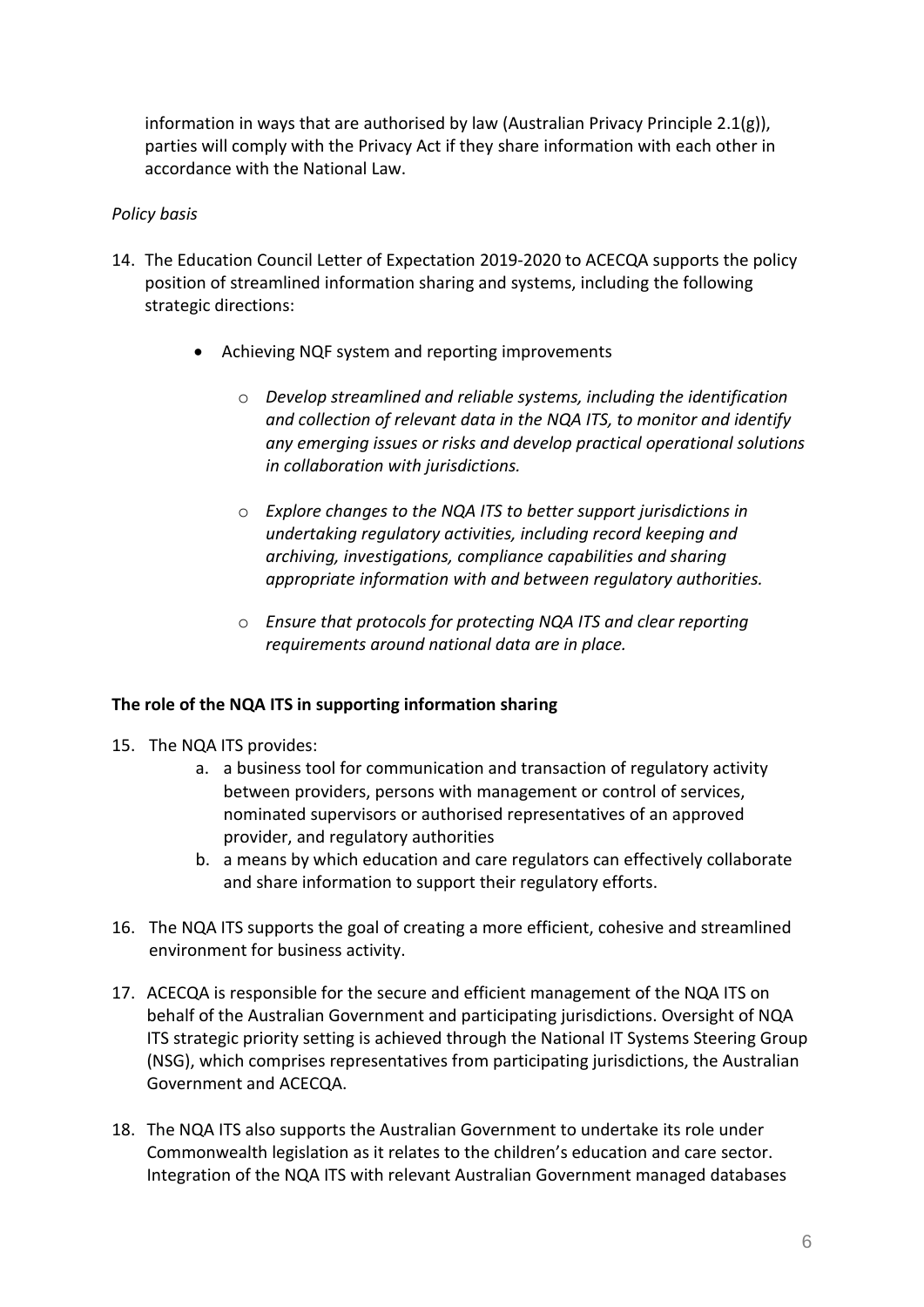information in ways that are authorised by law (Australian Privacy Principle 2.1(g)), parties will comply with the Privacy Act if they share information with each other in accordance with the National Law.

*Policy basis*

14. The Education Council Letter of Expectation 2019-2020 to ACECQA supports the policy position of streamlined information sharing and systems, including the following strategic directions:

    - Achieving NQF system and reporting improvements

        - *Develop streamlined and reliable systems, including the identification and collection of relevant data in the NQA ITS, to monitor and identify any emerging issues or risks and develop practical operational solutions in collaboration with jurisdictions.*

        - *Explore changes to the NQA ITS to better support jurisdictions in undertaking regulatory activities, including record keeping and archiving, investigations, compliance capabilities and sharing appropriate information with and between regulatory authorities.*

        - *Ensure that protocols for protecting NQA ITS and clear reporting requirements around national data are in place.*

**The role of the NQA ITS in supporting information sharing**

15. The NQA ITS provides:
    a. a business tool for communication and transaction of regulatory activity between providers, persons with management or control of services, nominated supervisors or authorised representatives of an approved provider, and regulatory authorities
    b. a means by which education and care regulators can effectively collaborate and share information to support their regulatory efforts.

16. The NQA ITS supports the goal of creating a more efficient, cohesive and streamlined environment for business activity.

17. ACECQA is responsible for the secure and efficient management of the NQA ITS on behalf of the Australian Government and participating jurisdictions. Oversight of NQA ITS strategic priority setting is achieved through the National IT Systems Steering Group (NSG), which comprises representatives from participating jurisdictions, the Australian Government and ACECQA.

18. The NQA ITS also supports the Australian Government to undertake its role under Commonwealth legislation as it relates to the children's education and care sector. Integration of the NQA ITS with relevant Australian Government managed databases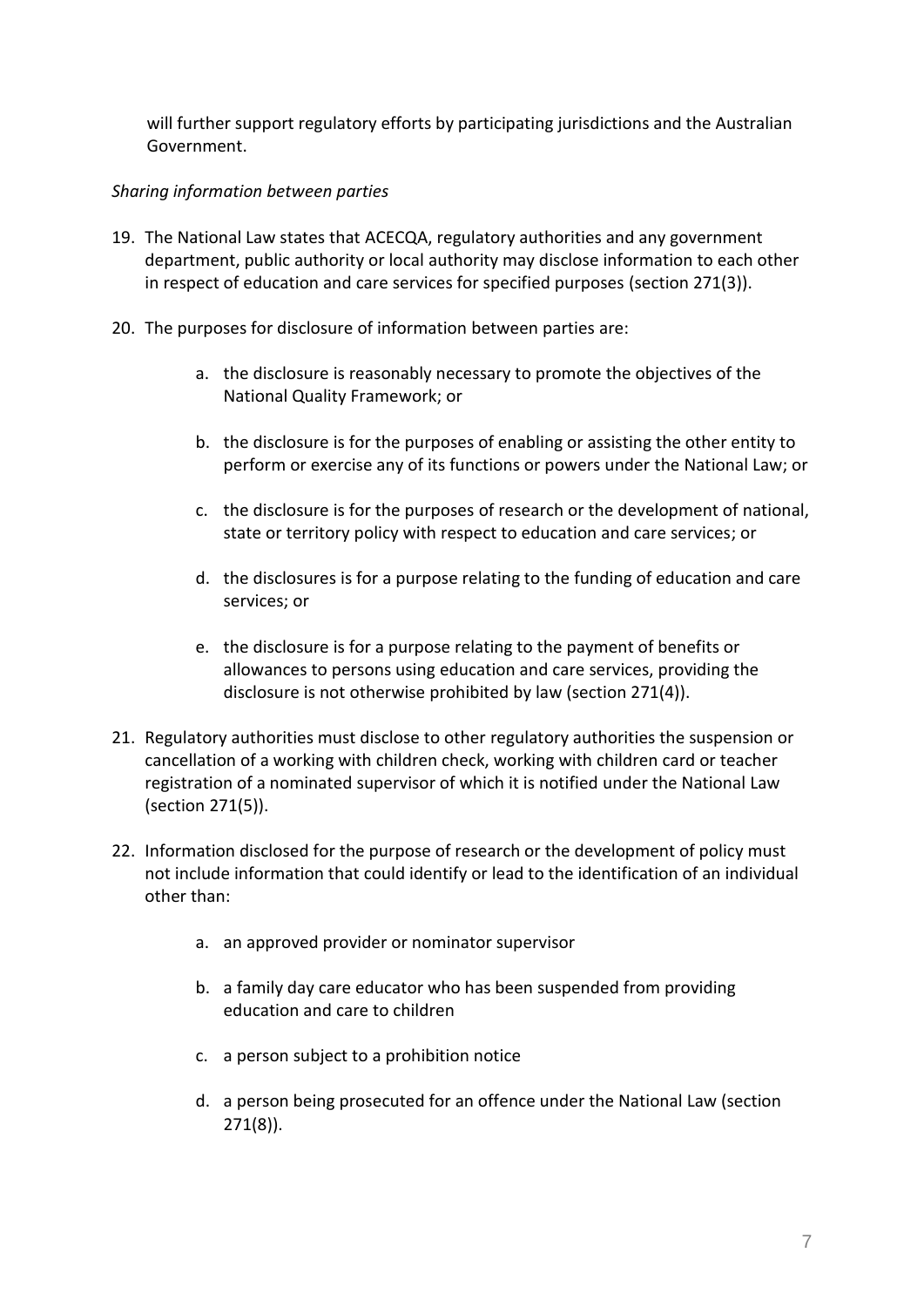will further support regulatory efforts by participating jurisdictions and the Australian Government.

*Sharing information between parties*

19. The National Law states that ACECQA, regulatory authorities and any government department, public authority or local authority may disclose information to each other in respect of education and care services for specified purposes (section 271(3)).

20. The purposes for disclosure of information between parties are:

    a. the disclosure is reasonably necessary to promote the objectives of the National Quality Framework; or

    b. the disclosure is for the purposes of enabling or assisting the other entity to perform or exercise any of its functions or powers under the National Law; or

    c. the disclosure is for the purposes of research or the development of national, state or territory policy with respect to education and care services; or

    d. the disclosures is for a purpose relating to the funding of education and care services; or

    e. the disclosure is for a purpose relating to the payment of benefits or allowances to persons using education and care services, providing the disclosure is not otherwise prohibited by law (section 271(4)).

21. Regulatory authorities must disclose to other regulatory authorities the suspension or cancellation of a working with children check, working with children card or teacher registration of a nominated supervisor of which it is notified under the National Law (section 271(5)).

22. Information disclosed for the purpose of research or the development of policy must not include information that could identify or lead to the identification of an individual other than:

    a. an approved provider or nominator supervisor

    b. a family day care educator who has been suspended from providing education and care to children

    c. a person subject to a prohibition notice

    d. a person being prosecuted for an offence under the National Law (section 271(8)).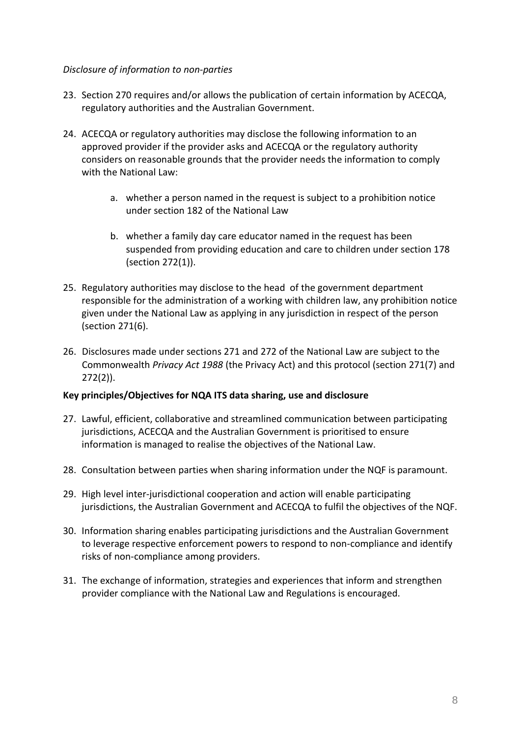*Disclosure of information to non-parties*

23. Section 270 requires and/or allows the publication of certain information by ACECQA, regulatory authorities and the Australian Government.

24. ACECQA or regulatory authorities may disclose the following information to an approved provider if the provider asks and ACECQA or the regulatory authority considers on reasonable grounds that the provider needs the information to comply with the National Law:

    a. whether a person named in the request is subject to a prohibition notice under section 182 of the National Law

    b. whether a family day care educator named in the request has been suspended from providing education and care to children under section 178 (section 272(1)).

25. Regulatory authorities may disclose to the head of the government department responsible for the administration of a working with children law, any prohibition notice given under the National Law as applying in any jurisdiction in respect of the person (section 271(6).

26. Disclosures made under sections 271 and 272 of the National Law are subject to the Commonwealth *Privacy Act 1988* (the Privacy Act) and this protocol (section 271(7) and 272(2)).

**Key principles/Objectives for NQA ITS data sharing, use and disclosure**

27. Lawful, efficient, collaborative and streamlined communication between participating jurisdictions, ACECQA and the Australian Government is prioritised to ensure information is managed to realise the objectives of the National Law.

28. Consultation between parties when sharing information under the NQF is paramount.

29. High level inter-jurisdictional cooperation and action will enable participating jurisdictions, the Australian Government and ACECQA to fulfil the objectives of the NQF.

30. Information sharing enables participating jurisdictions and the Australian Government to leverage respective enforcement powers to respond to non-compliance and identify risks of non-compliance among providers.

31. The exchange of information, strategies and experiences that inform and strengthen provider compliance with the National Law and Regulations is encouraged.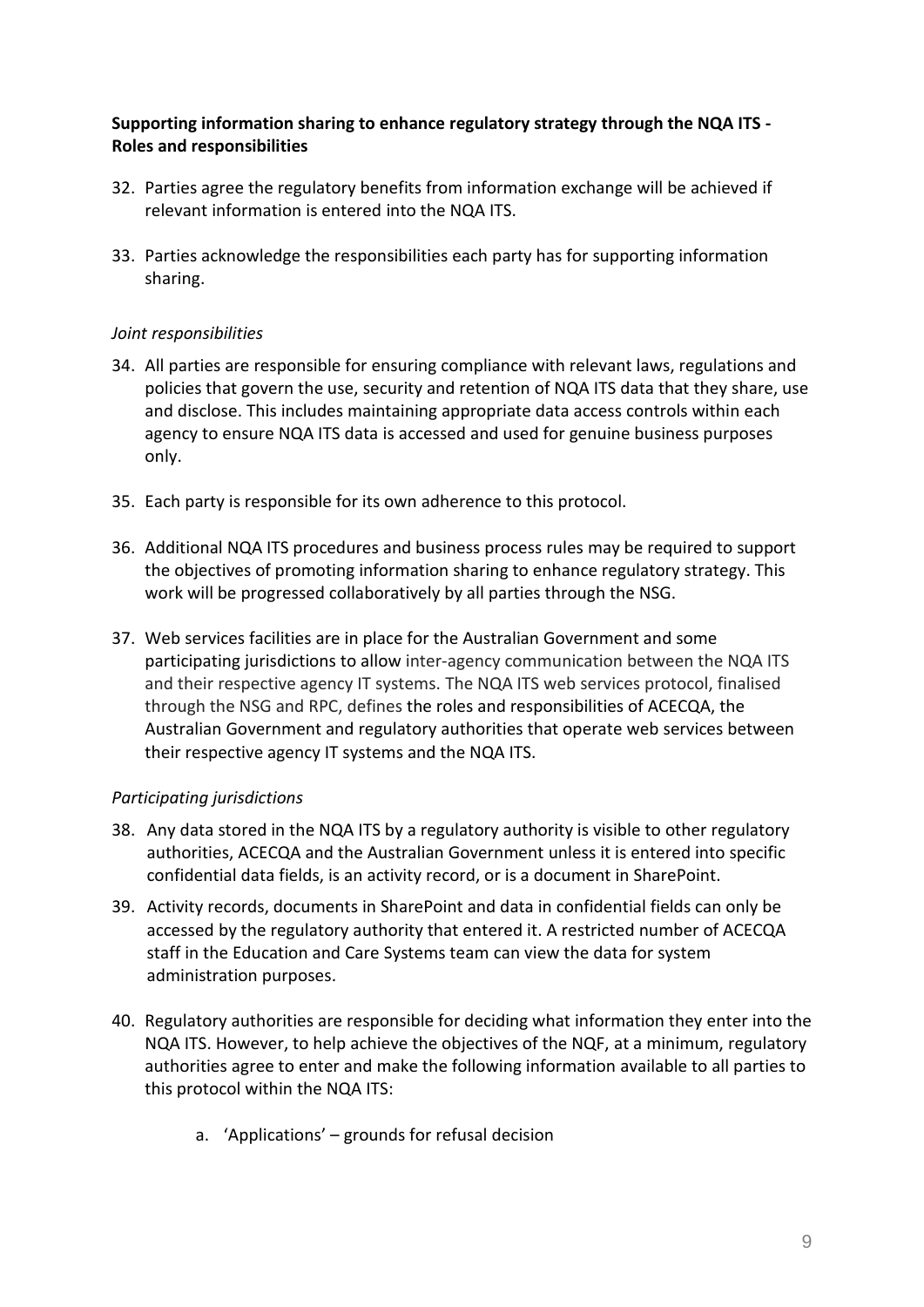**Supporting information sharing to enhance regulatory strategy through the NQA ITS - Roles and responsibilities**

32. Parties agree the regulatory benefits from information exchange will be achieved if relevant information is entered into the NQA ITS.

33. Parties acknowledge the responsibilities each party has for supporting information sharing.

*Joint responsibilities*

34. All parties are responsible for ensuring compliance with relevant laws, regulations and policies that govern the use, security and retention of NQA ITS data that they share, use and disclose. This includes maintaining appropriate data access controls within each agency to ensure NQA ITS data is accessed and used for genuine business purposes only.

35. Each party is responsible for its own adherence to this protocol.

36. Additional NQA ITS procedures and business process rules may be required to support the objectives of promoting information sharing to enhance regulatory strategy. This work will be progressed collaboratively by all parties through the NSG.

37. Web services facilities are in place for the Australian Government and some participating jurisdictions to allow inter-agency communication between the NQA ITS and their respective agency IT systems. The NQA ITS web services protocol, finalised through the NSG and RPC, defines the roles and responsibilities of ACECQA, the Australian Government and regulatory authorities that operate web services between their respective agency IT systems and the NQA ITS.

*Participating jurisdictions*

38. Any data stored in the NQA ITS by a regulatory authority is visible to other regulatory authorities, ACECQA and the Australian Government unless it is entered into specific confidential data fields, is an activity record, or is a document in SharePoint.

39. Activity records, documents in SharePoint and data in confidential fields can only be accessed by the regulatory authority that entered it. A restricted number of ACECQA staff in the Education and Care Systems team can view the data for system administration purposes.

40. Regulatory authorities are responsible for deciding what information they enter into the NQA ITS. However, to help achieve the objectives of the NQF, at a minimum, regulatory authorities agree to enter and make the following information available to all parties to this protocol within the NQA ITS:

    a. 'Applications' – grounds for refusal decision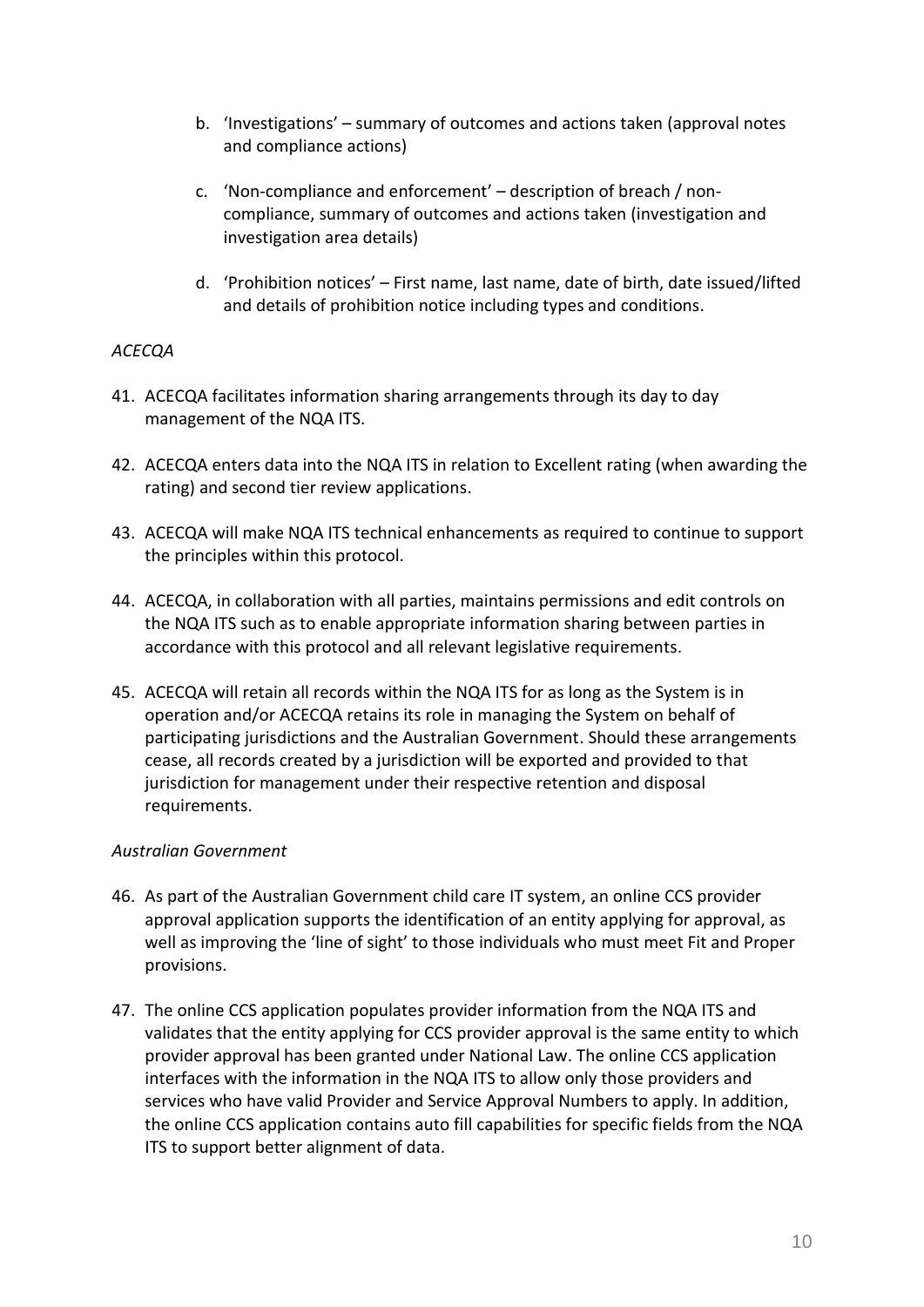b. 'Investigations' – summary of outcomes and actions taken (approval notes and compliance actions)

c. 'Non-compliance and enforcement' – description of breach / non-compliance, summary of outcomes and actions taken (investigation and investigation area details)

d. 'Prohibition notices' – First name, last name, date of birth, date issued/lifted and details of prohibition notice including types and conditions.

*ACECQA*

41. ACECQA facilitates information sharing arrangements through its day to day management of the NQA ITS.

42. ACECQA enters data into the NQA ITS in relation to Excellent rating (when awarding the rating) and second tier review applications.

43. ACECQA will make NQA ITS technical enhancements as required to continue to support the principles within this protocol.

44. ACECQA, in collaboration with all parties, maintains permissions and edit controls on the NQA ITS such as to enable appropriate information sharing between parties in accordance with this protocol and all relevant legislative requirements.

45. ACECQA will retain all records within the NQA ITS for as long as the System is in operation and/or ACECQA retains its role in managing the System on behalf of participating jurisdictions and the Australian Government. Should these arrangements cease, all records created by a jurisdiction will be exported and provided to that jurisdiction for management under their respective retention and disposal requirements.

*Australian Government*

46. As part of the Australian Government child care IT system, an online CCS provider approval application supports the identification of an entity applying for approval, as well as improving the 'line of sight' to those individuals who must meet Fit and Proper provisions.

47. The online CCS application populates provider information from the NQA ITS and validates that the entity applying for CCS provider approval is the same entity to which provider approval has been granted under National Law. The online CCS application interfaces with the information in the NQA ITS to allow only those providers and services who have valid Provider and Service Approval Numbers to apply. In addition, the online CCS application contains auto fill capabilities for specific fields from the NQA ITS to support better alignment of data.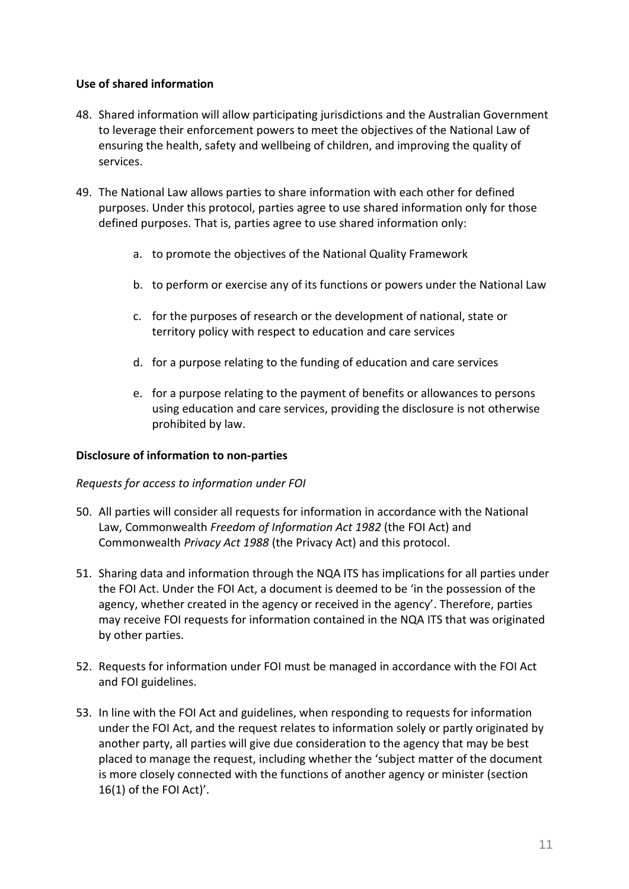**Use of shared information**

48. Shared information will allow participating jurisdictions and the Australian Government to leverage their enforcement powers to meet the objectives of the National Law of ensuring the health, safety and wellbeing of children, and improving the quality of services.

49. The National Law allows parties to share information with each other for defined purposes. Under this protocol, parties agree to use shared information only for those defined purposes. That is, parties agree to use shared information only:

    a. to promote the objectives of the National Quality Framework

    b. to perform or exercise any of its functions or powers under the National Law

    c. for the purposes of research or the development of national, state or territory policy with respect to education and care services

    d. for a purpose relating to the funding of education and care services

    e. for a purpose relating to the payment of benefits or allowances to persons using education and care services, providing the disclosure is not otherwise prohibited by law.

**Disclosure of information to non-parties**

*Requests for access to information under FOI*

50. All parties will consider all requests for information in accordance with the National Law, Commonwealth *Freedom of Information Act 1982* (the FOI Act) and Commonwealth *Privacy Act 1988* (the Privacy Act) and this protocol.

51. Sharing data and information through the NQA ITS has implications for all parties under the FOI Act. Under the FOI Act, a document is deemed to be 'in the possession of the agency, whether created in the agency or received in the agency'. Therefore, parties may receive FOI requests for information contained in the NQA ITS that was originated by other parties.

52. Requests for information under FOI must be managed in accordance with the FOI Act and FOI guidelines.

53. In line with the FOI Act and guidelines, when responding to requests for information under the FOI Act, and the request relates to information solely or partly originated by another party, all parties will give due consideration to the agency that may be best placed to manage the request, including whether the 'subject matter of the document is more closely connected with the functions of another agency or minister (section 16(1) of the FOI Act)'.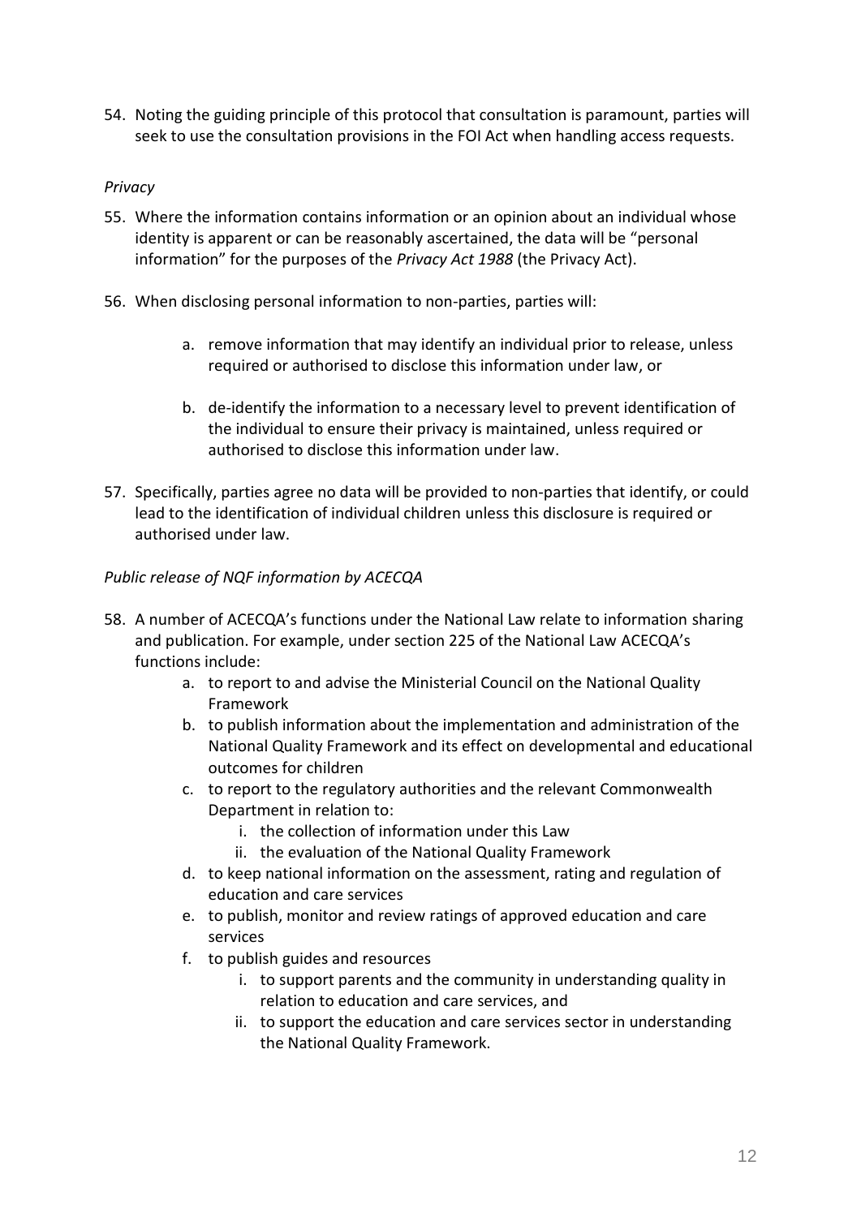54. Noting the guiding principle of this protocol that consultation is paramount, parties will seek to use the consultation provisions in the FOI Act when handling access requests.

*Privacy*

55. Where the information contains information or an opinion about an individual whose identity is apparent or can be reasonably ascertained, the data will be "personal information" for the purposes of the *Privacy Act 1988* (the Privacy Act).

56. When disclosing personal information to non-parties, parties will:

    a. remove information that may identify an individual prior to release, unless required or authorised to disclose this information under law, or

    b. de-identify the information to a necessary level to prevent identification of the individual to ensure their privacy is maintained, unless required or authorised to disclose this information under law.

57. Specifically, parties agree no data will be provided to non-parties that identify, or could lead to the identification of individual children unless this disclosure is required or authorised under law.

*Public release of NQF information by ACECQA*

58. A number of ACECQA's functions under the National Law relate to information sharing and publication. For example, under section 225 of the National Law ACECQA's functions include:
    a. to report to and advise the Ministerial Council on the National Quality Framework
    b. to publish information about the implementation and administration of the National Quality Framework and its effect on developmental and educational outcomes for children
    c. to report to the regulatory authorities and the relevant Commonwealth Department in relation to:
        i. the collection of information under this Law
        ii. the evaluation of the National Quality Framework
    d. to keep national information on the assessment, rating and regulation of education and care services
    e. to publish, monitor and review ratings of approved education and care services
    f. to publish guides and resources
        i. to support parents and the community in understanding quality in relation to education and care services, and
        ii. to support the education and care services sector in understanding the National Quality Framework.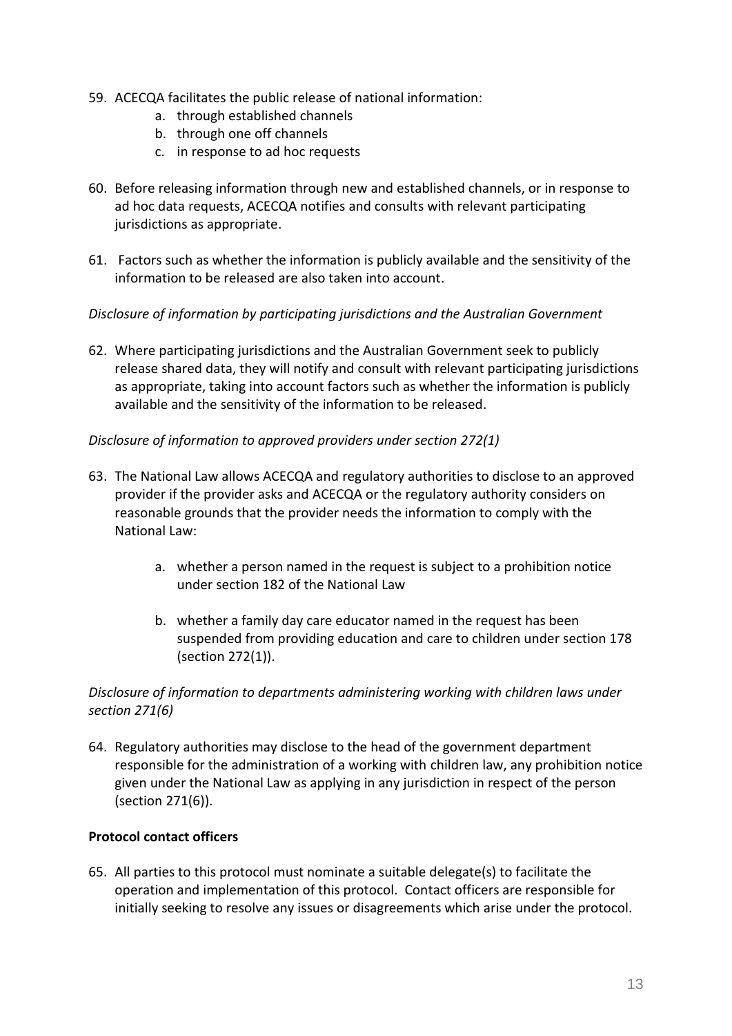59. ACECQA facilitates the public release of national information:
    a. through established channels
    b. through one off channels
    c. in response to ad hoc requests

60. Before releasing information through new and established channels, or in response to ad hoc data requests, ACECQA notifies and consults with relevant participating jurisdictions as appropriate.

61. Factors such as whether the information is publicly available and the sensitivity of the information to be released are also taken into account.

*Disclosure of information by participating jurisdictions and the Australian Government*

62. Where participating jurisdictions and the Australian Government seek to publicly release shared data, they will notify and consult with relevant participating jurisdictions as appropriate, taking into account factors such as whether the information is publicly available and the sensitivity of the information to be released.

*Disclosure of information to approved providers under section 272(1)*

63. The National Law allows ACECQA and regulatory authorities to disclose to an approved provider if the provider asks and ACECQA or the regulatory authority considers on reasonable grounds that the provider needs the information to comply with the National Law:

    a. whether a person named in the request is subject to a prohibition notice under section 182 of the National Law

    b. whether a family day care educator named in the request has been suspended from providing education and care to children under section 178 (section 272(1)).

*Disclosure of information to departments administering working with children laws under section 271(6)*

64. Regulatory authorities may disclose to the head of the government department responsible for the administration of a working with children law, any prohibition notice given under the National Law as applying in any jurisdiction in respect of the person (section 271(6)).

**Protocol contact officers**

65. All parties to this protocol must nominate a suitable delegate(s) to facilitate the operation and implementation of this protocol. Contact officers are responsible for initially seeking to resolve any issues or disagreements which arise under the protocol.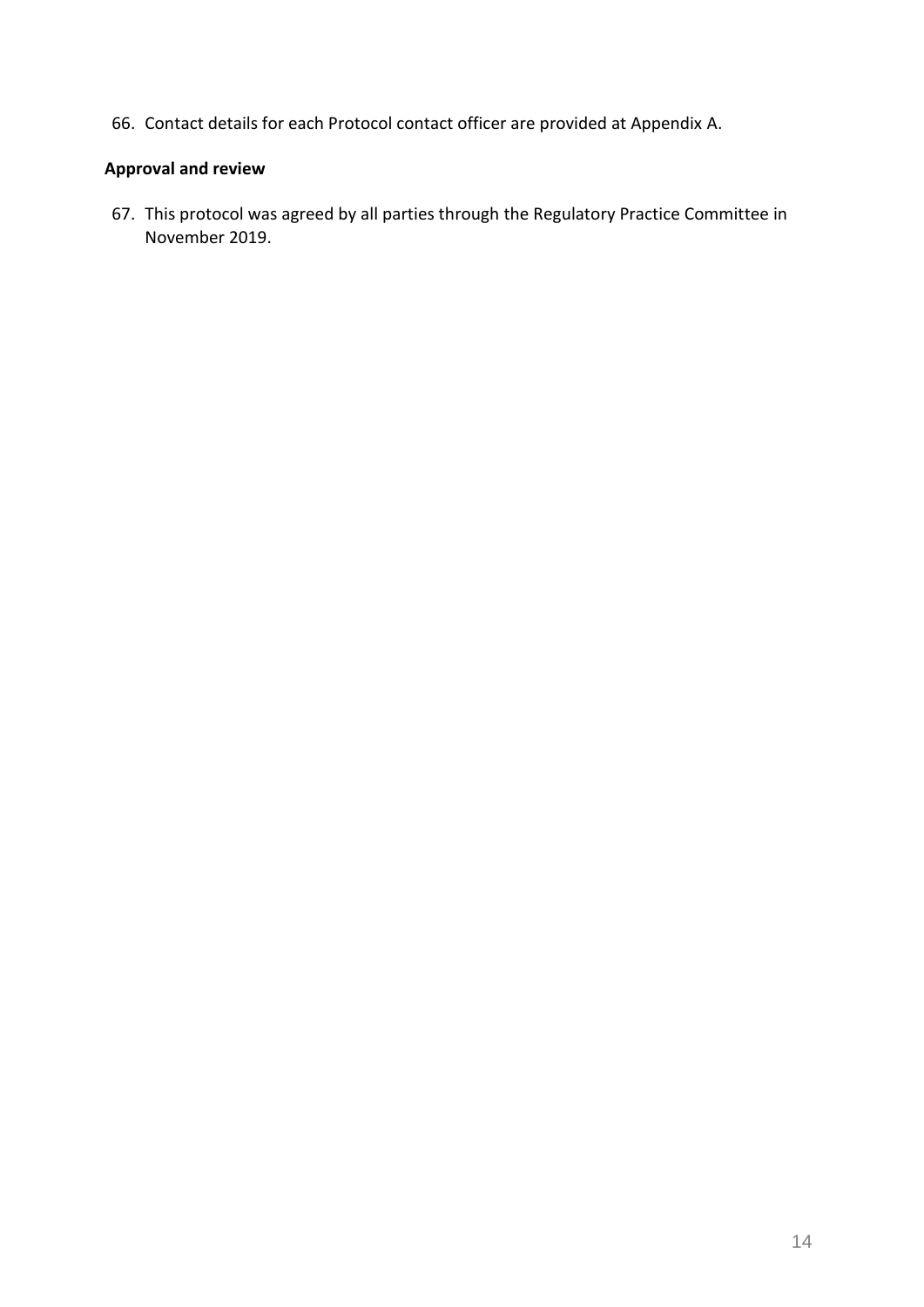66. Contact details for each Protocol contact officer are provided at Appendix A.

**Approval and review**

67. This protocol was agreed by all parties through the Regulatory Practice Committee in November 2019.